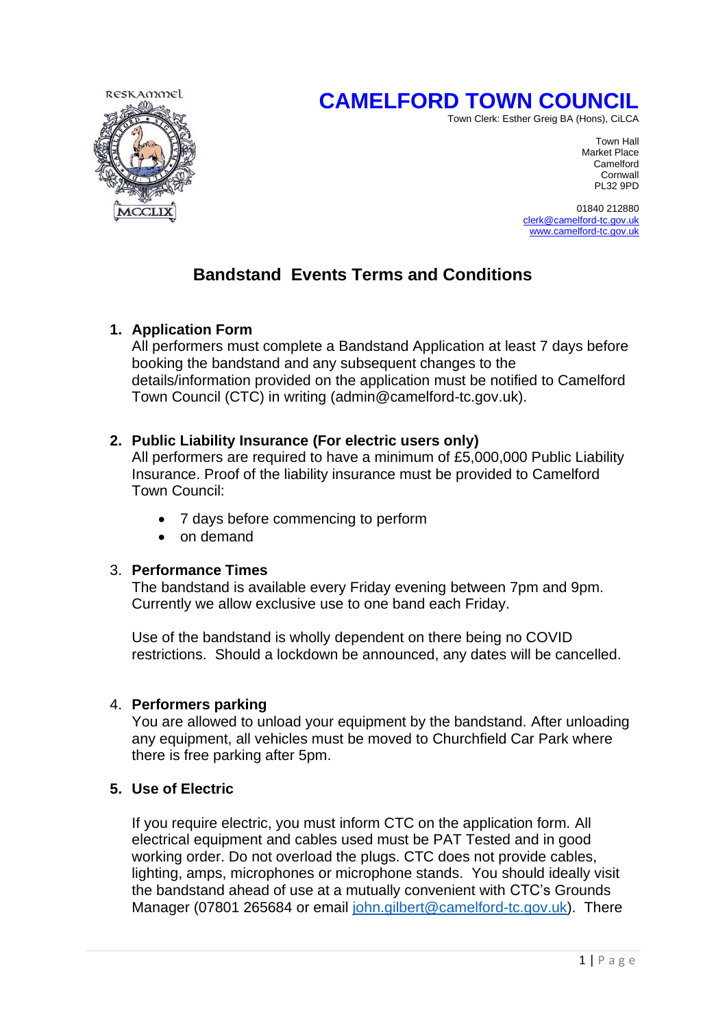RESKAMMEL

MCCLIX

# CAMELFORD TOWN COUNCIL

Town Clerk: Esther Greig BA (Hons), CiLCA

Town Hall
Market Place
Camelford
Cornwall
PL32 9PD

01840 212880
clerk@camelford-tc.gov.uk
www.camelford-tc.gov.uk

## Bandstand Events Terms and Conditions

1. **Application Form**
   All performers must complete a Bandstand Application at least 7 days before booking the bandstand and any subsequent changes to the details/information provided on the application must be notified to Camelford Town Council (CTC) in writing (admin@camelford-tc.gov.uk).

2. **Public Liability Insurance (For electric users only)**
   All performers are required to have a minimum of £5,000,000 Public Liability Insurance. Proof of the liability insurance must be provided to Camelford Town Council:
   - 7 days before commencing to perform
   - on demand

3. **Performance Times**
   The bandstand is available every Friday evening between 7pm and 9pm. Currently we allow exclusive use to one band each Friday.

   Use of the bandstand is wholly dependent on there being no COVID restrictions. Should a lockdown be announced, any dates will be cancelled.

4. **Performers parking**
   You are allowed to unload your equipment by the bandstand. After unloading any equipment, all vehicles must be moved to Churchfield Car Park where there is free parking after 5pm.

5. **Use of Electric**

   If you require electric, you must inform CTC on the application form. All electrical equipment and cables used must be PAT Tested and in good working order. Do not overload the plugs. CTC does not provide cables, lighting, amps, microphones or microphone stands. You should ideally visit the bandstand ahead of use at a mutually convenient with CTC's Grounds Manager (07801 265684 or email john.gilbert@camelford-tc.gov.uk). There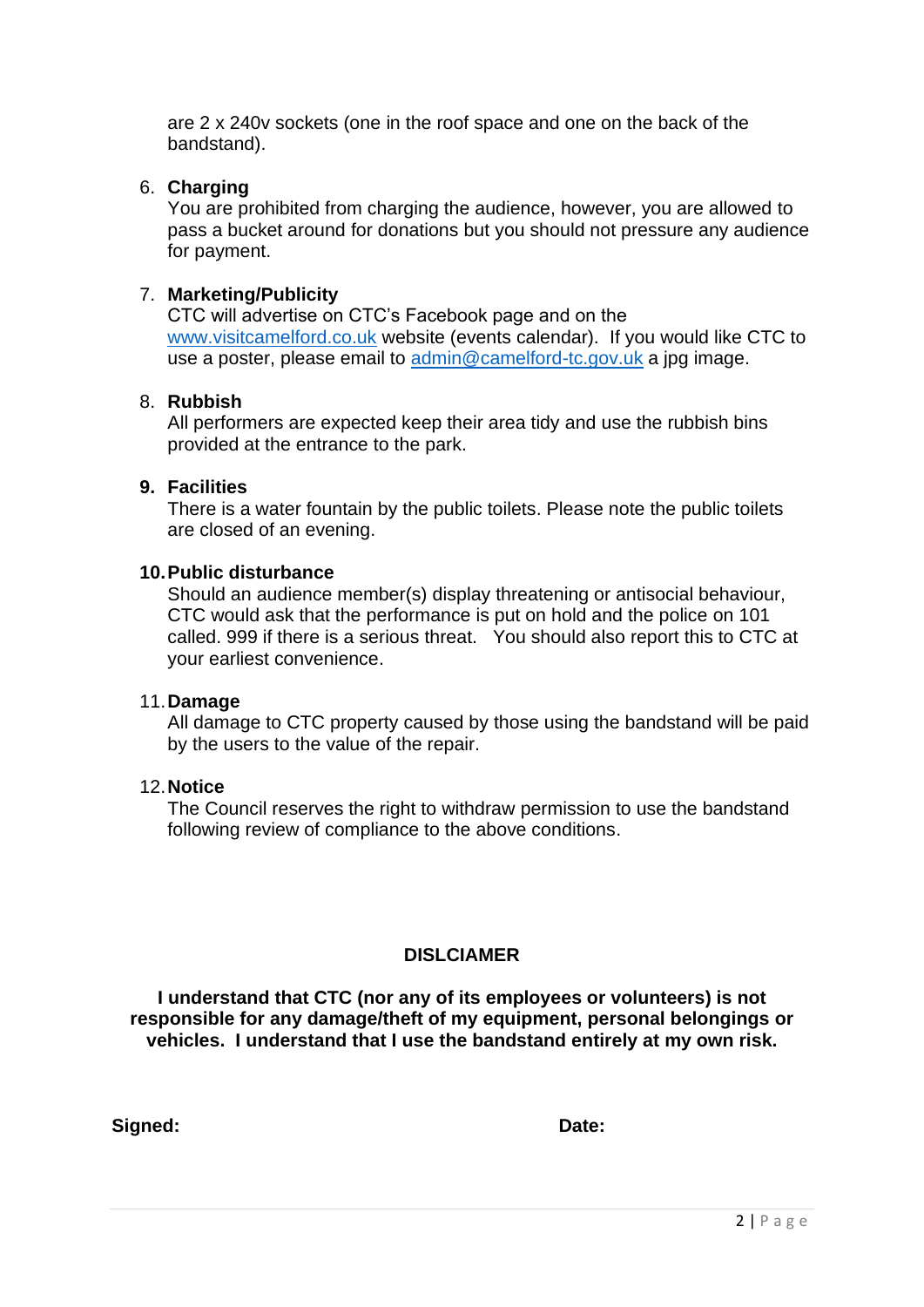are 2 x 240v sockets (one in the roof space and one on the back of the bandstand).

6. **Charging**
   You are prohibited from charging the audience, however, you are allowed to pass a bucket around for donations but you should not pressure any audience for payment.

7. **Marketing/Publicity**
   CTC will advertise on CTC's Facebook page and on the www.visitcamelford.co.uk website (events calendar). If you would like CTC to use a poster, please email to admin@camelford-tc.gov.uk a jpg image.

8. **Rubbish**
   All performers are expected keep their area tidy and use the rubbish bins provided at the entrance to the park.

9. **Facilities**
   There is a water fountain by the public toilets. Please note the public toilets are closed of an evening.

10. **Public disturbance**
    Should an audience member(s) display threatening or antisocial behaviour, CTC would ask that the performance is put on hold and the police on 101 called. 999 if there is a serious threat. You should also report this to CTC at your earliest convenience.

11. **Damage**
    All damage to CTC property caused by those using the bandstand will be paid by the users to the value of the repair.

12. **Notice**
    The Council reserves the right to withdraw permission to use the bandstand following review of compliance to the above conditions.

**DISLCIAMER**

**I understand that CTC (nor any of its employees or volunteers) is not responsible for any damage/theft of my equipment, personal belongings or vehicles. I understand that I use the bandstand entirely at my own risk.**

**Signed:** **Date:**